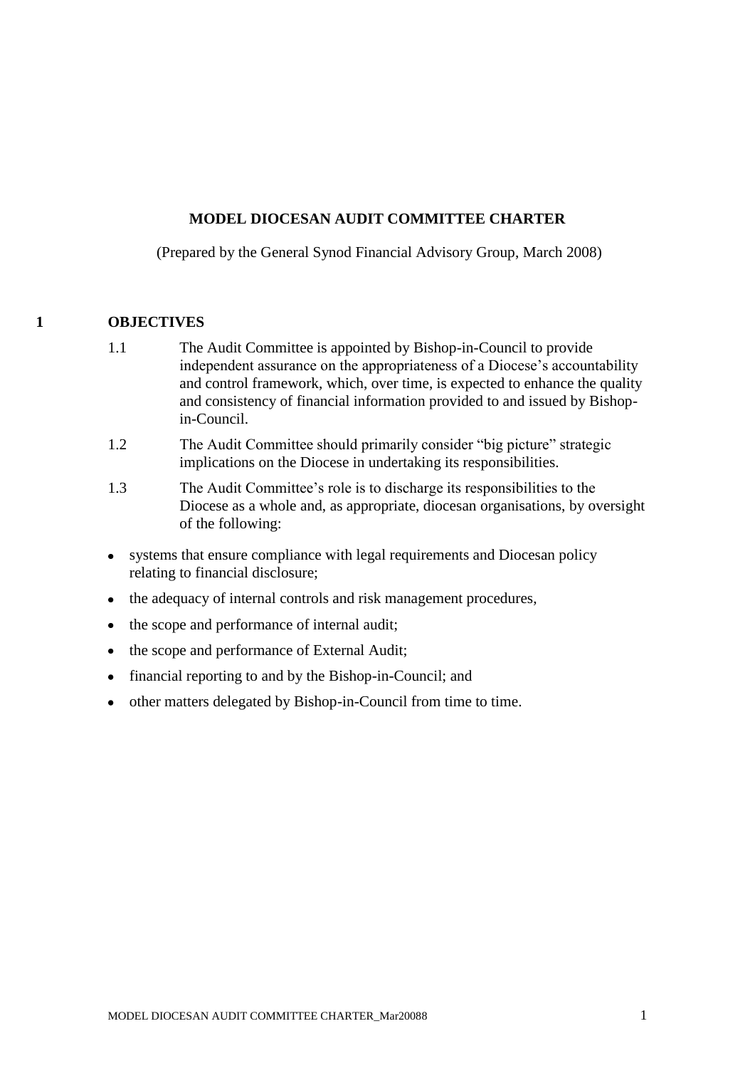# MODEL DIOCESAN AUDIT COMMITTEE CHARTER

(Prepared by the General Synod Financial Advisory Group, March 2008)

## 1 OBJECTIVES

1.1 The Audit Committee is appointed by Bishop-in-Council to provide independent assurance on the appropriateness of a Diocese's accountability and control framework, which, over time, is expected to enhance the quality and consistency of financial information provided to and issued by Bishop-in-Council.

1.2 The Audit Committee should primarily consider "big picture" strategic implications on the Diocese in undertaking its responsibilities.

1.3 The Audit Committee's role is to discharge its responsibilities to the Diocese as a whole and, as appropriate, diocesan organisations, by oversight of the following:

- systems that ensure compliance with legal requirements and Diocesan policy relating to financial disclosure;
- the adequacy of internal controls and risk management procedures,
- the scope and performance of internal audit;
- the scope and performance of External Audit;
- financial reporting to and by the Bishop-in-Council; and
- other matters delegated by Bishop-in-Council from time to time.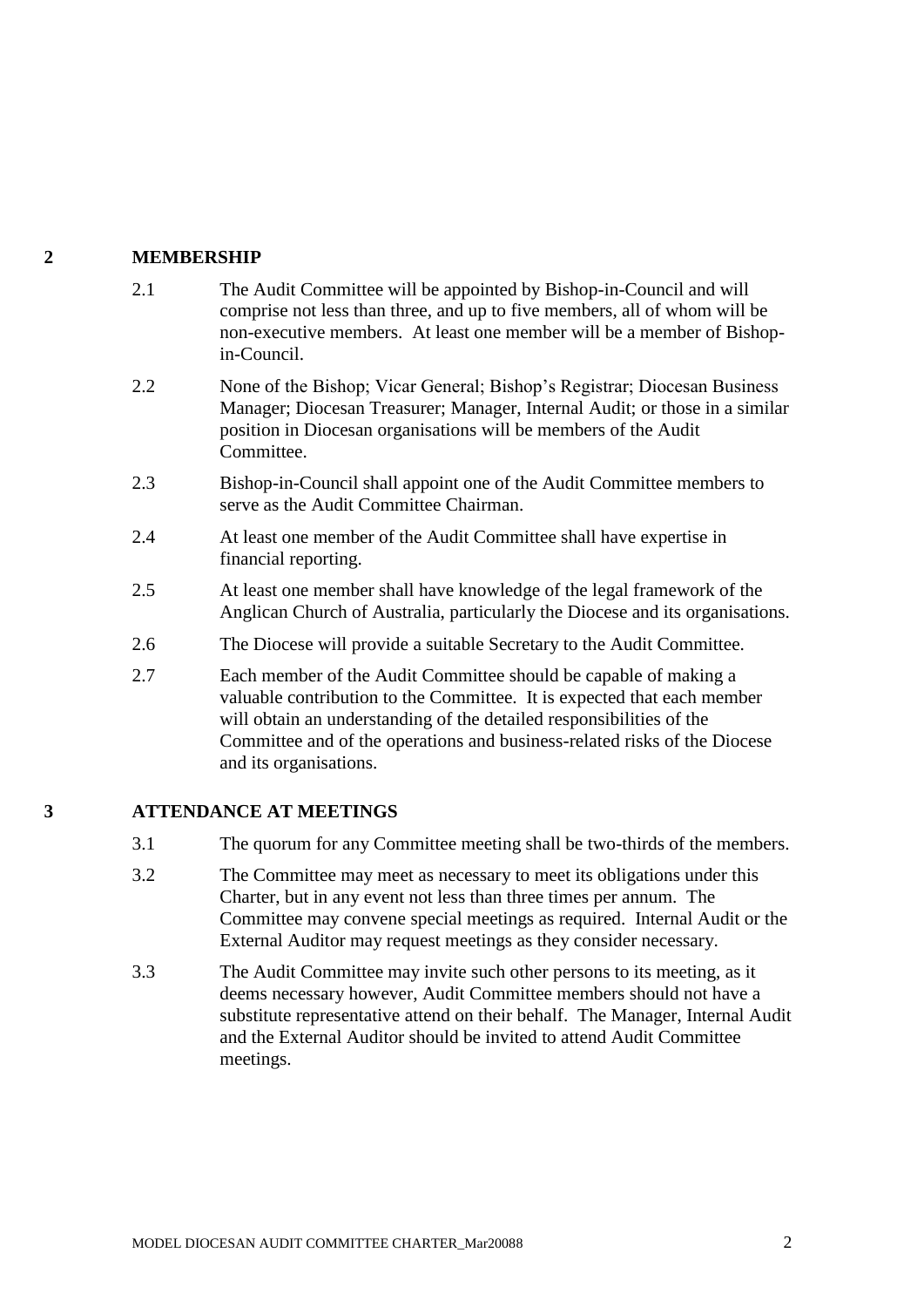## 2 MEMBERSHIP

2.1 The Audit Committee will be appointed by Bishop-in-Council and will comprise not less than three, and up to five members, all of whom will be non-executive members. At least one member will be a member of Bishop-in-Council.

2.2 None of the Bishop; Vicar General; Bishop's Registrar; Diocesan Business Manager; Diocesan Treasurer; Manager, Internal Audit; or those in a similar position in Diocesan organisations will be members of the Audit Committee.

2.3 Bishop-in-Council shall appoint one of the Audit Committee members to serve as the Audit Committee Chairman.

2.4 At least one member of the Audit Committee shall have expertise in financial reporting.

2.5 At least one member shall have knowledge of the legal framework of the Anglican Church of Australia, particularly the Diocese and its organisations.

2.6 The Diocese will provide a suitable Secretary to the Audit Committee.

2.7 Each member of the Audit Committee should be capable of making a valuable contribution to the Committee. It is expected that each member will obtain an understanding of the detailed responsibilities of the Committee and of the operations and business-related risks of the Diocese and its organisations.

## 3 ATTENDANCE AT MEETINGS

3.1 The quorum for any Committee meeting shall be two-thirds of the members.

3.2 The Committee may meet as necessary to meet its obligations under this Charter, but in any event not less than three times per annum. The Committee may convene special meetings as required. Internal Audit or the External Auditor may request meetings as they consider necessary.

3.3 The Audit Committee may invite such other persons to its meeting, as it deems necessary however, Audit Committee members should not have a substitute representative attend on their behalf. The Manager, Internal Audit and the External Auditor should be invited to attend Audit Committee meetings.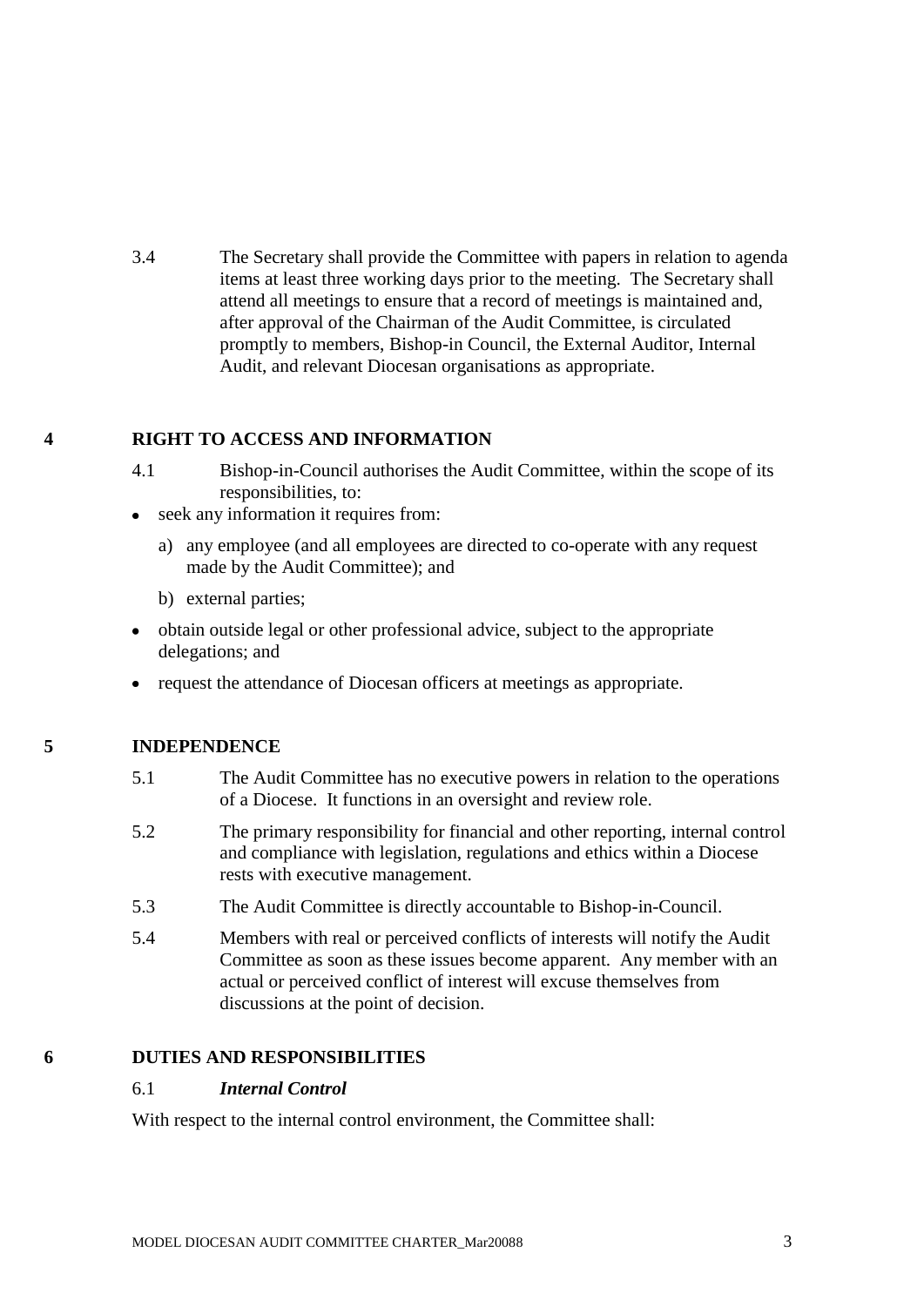3.4 The Secretary shall provide the Committee with papers in relation to agenda items at least three working days prior to the meeting. The Secretary shall attend all meetings to ensure that a record of meetings is maintained and, after approval of the Chairman of the Audit Committee, is circulated promptly to members, Bishop-in Council, the External Auditor, Internal Audit, and relevant Diocesan organisations as appropriate.

## 4 RIGHT TO ACCESS AND INFORMATION

4.1 Bishop-in-Council authorises the Audit Committee, within the scope of its responsibilities, to:

- seek any information it requires from:
  a) any employee (and all employees are directed to co-operate with any request made by the Audit Committee); and
  b) external parties;
- obtain outside legal or other professional advice, subject to the appropriate delegations; and
- request the attendance of Diocesan officers at meetings as appropriate.

## 5 INDEPENDENCE

5.1 The Audit Committee has no executive powers in relation to the operations of a Diocese. It functions in an oversight and review role.

5.2 The primary responsibility for financial and other reporting, internal control and compliance with legislation, regulations and ethics within a Diocese rests with executive management.

5.3 The Audit Committee is directly accountable to Bishop-in-Council.

5.4 Members with real or perceived conflicts of interests will notify the Audit Committee as soon as these issues become apparent. Any member with an actual or perceived conflict of interest will excuse themselves from discussions at the point of decision.

## 6 DUTIES AND RESPONSIBILITIES

### 6.1 *Internal Control*

With respect to the internal control environment, the Committee shall: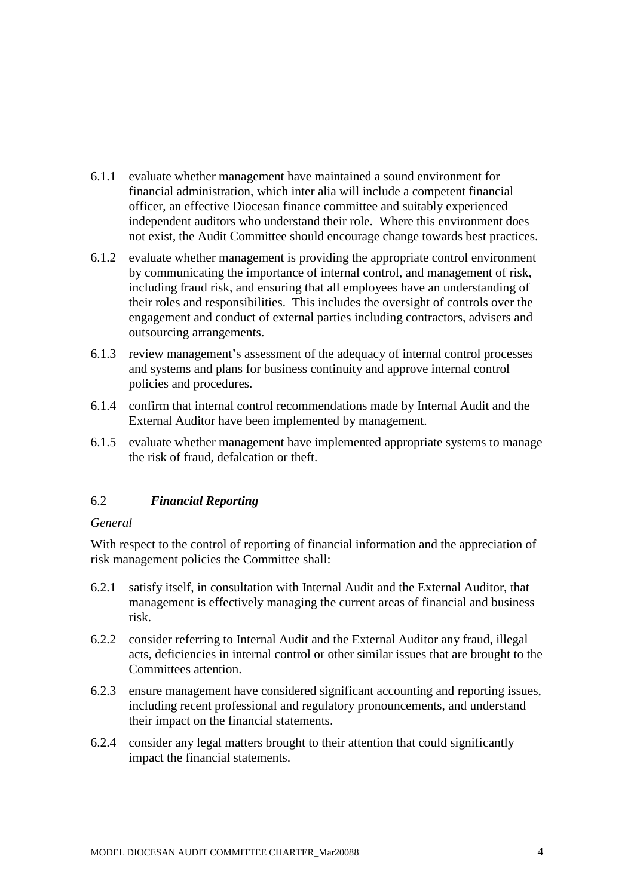6.1.1 evaluate whether management have maintained a sound environment for financial administration, which inter alia will include a competent financial officer, an effective Diocesan finance committee and suitably experienced independent auditors who understand their role. Where this environment does not exist, the Audit Committee should encourage change towards best practices.

6.1.2 evaluate whether management is providing the appropriate control environment by communicating the importance of internal control, and management of risk, including fraud risk, and ensuring that all employees have an understanding of their roles and responsibilities. This includes the oversight of controls over the engagement and conduct of external parties including contractors, advisers and outsourcing arrangements.

6.1.3 review management's assessment of the adequacy of internal control processes and systems and plans for business continuity and approve internal control policies and procedures.

6.1.4 confirm that internal control recommendations made by Internal Audit and the External Auditor have been implemented by management.

6.1.5 evaluate whether management have implemented appropriate systems to manage the risk of fraud, defalcation or theft.

### 6.2 ***Financial Reporting***

*General*

With respect to the control of reporting of financial information and the appreciation of risk management policies the Committee shall:

6.2.1 satisfy itself, in consultation with Internal Audit and the External Auditor, that management is effectively managing the current areas of financial and business risk.

6.2.2 consider referring to Internal Audit and the External Auditor any fraud, illegal acts, deficiencies in internal control or other similar issues that are brought to the Committees attention.

6.2.3 ensure management have considered significant accounting and reporting issues, including recent professional and regulatory pronouncements, and understand their impact on the financial statements.

6.2.4 consider any legal matters brought to their attention that could significantly impact the financial statements.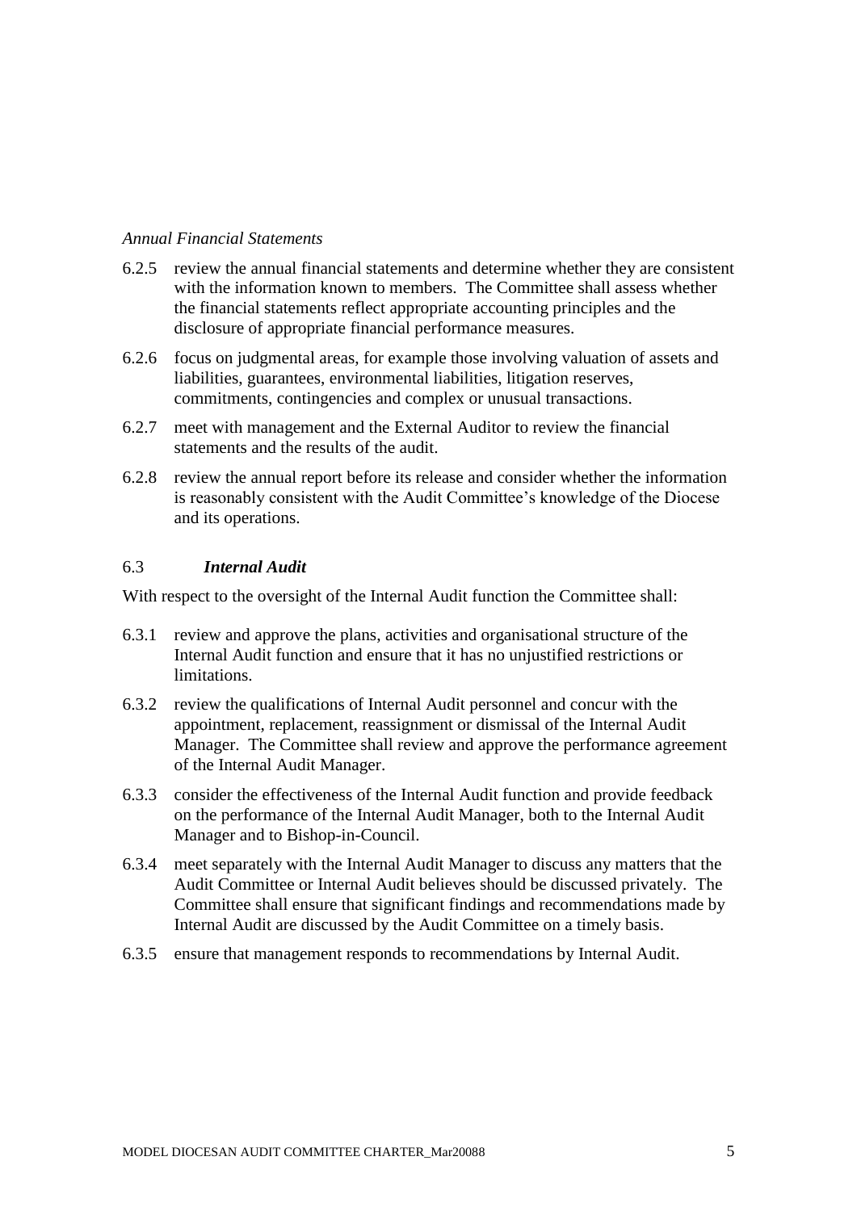*Annual Financial Statements*

6.2.5 review the annual financial statements and determine whether they are consistent with the information known to members. The Committee shall assess whether the financial statements reflect appropriate accounting principles and the disclosure of appropriate financial performance measures.

6.2.6 focus on judgmental areas, for example those involving valuation of assets and liabilities, guarantees, environmental liabilities, litigation reserves, commitments, contingencies and complex or unusual transactions.

6.2.7 meet with management and the External Auditor to review the financial statements and the results of the audit.

6.2.8 review the annual report before its release and consider whether the information is reasonably consistent with the Audit Committee's knowledge of the Diocese and its operations.

### 6.3 ***Internal Audit***

With respect to the oversight of the Internal Audit function the Committee shall:

6.3.1 review and approve the plans, activities and organisational structure of the Internal Audit function and ensure that it has no unjustified restrictions or limitations.

6.3.2 review the qualifications of Internal Audit personnel and concur with the appointment, replacement, reassignment or dismissal of the Internal Audit Manager. The Committee shall review and approve the performance agreement of the Internal Audit Manager.

6.3.3 consider the effectiveness of the Internal Audit function and provide feedback on the performance of the Internal Audit Manager, both to the Internal Audit Manager and to Bishop-in-Council.

6.3.4 meet separately with the Internal Audit Manager to discuss any matters that the Audit Committee or Internal Audit believes should be discussed privately. The Committee shall ensure that significant findings and recommendations made by Internal Audit are discussed by the Audit Committee on a timely basis.

6.3.5 ensure that management responds to recommendations by Internal Audit.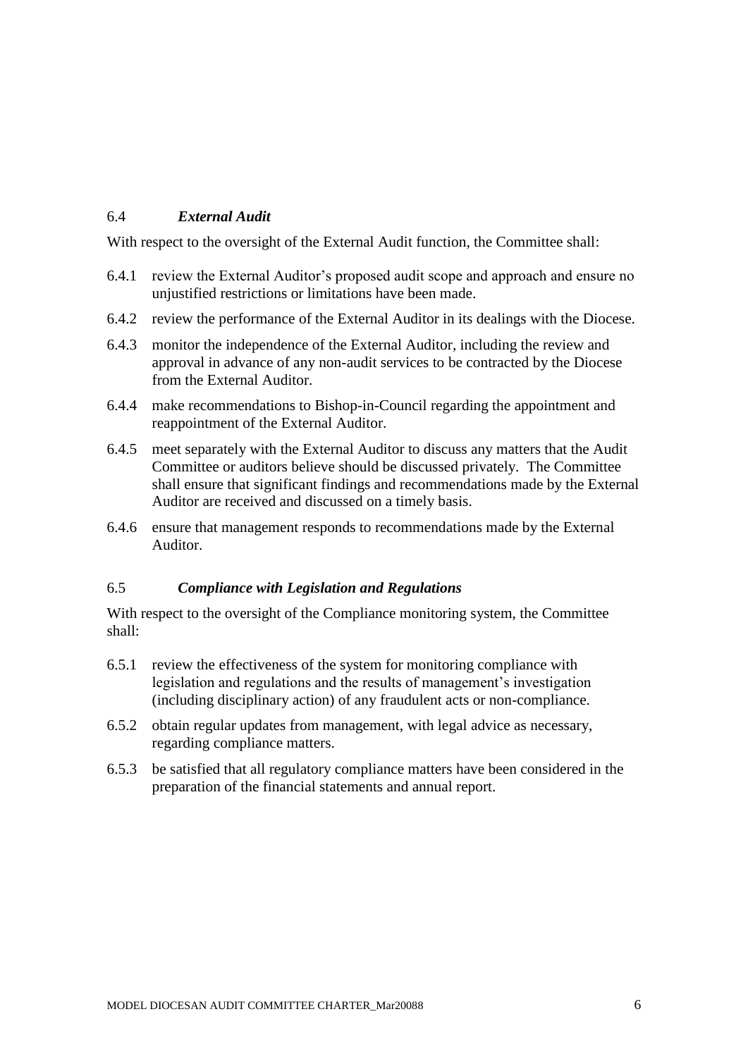### 6.4 *External Audit*

With respect to the oversight of the External Audit function, the Committee shall:

6.4.1 review the External Auditor's proposed audit scope and approach and ensure no unjustified restrictions or limitations have been made.

6.4.2 review the performance of the External Auditor in its dealings with the Diocese.

6.4.3 monitor the independence of the External Auditor, including the review and approval in advance of any non-audit services to be contracted by the Diocese from the External Auditor.

6.4.4 make recommendations to Bishop-in-Council regarding the appointment and reappointment of the External Auditor.

6.4.5 meet separately with the External Auditor to discuss any matters that the Audit Committee or auditors believe should be discussed privately. The Committee shall ensure that significant findings and recommendations made by the External Auditor are received and discussed on a timely basis.

6.4.6 ensure that management responds to recommendations made by the External Auditor.

### 6.5 *Compliance with Legislation and Regulations*

With respect to the oversight of the Compliance monitoring system, the Committee shall:

6.5.1 review the effectiveness of the system for monitoring compliance with legislation and regulations and the results of management's investigation (including disciplinary action) of any fraudulent acts or non-compliance.

6.5.2 obtain regular updates from management, with legal advice as necessary, regarding compliance matters.

6.5.3 be satisfied that all regulatory compliance matters have been considered in the preparation of the financial statements and annual report.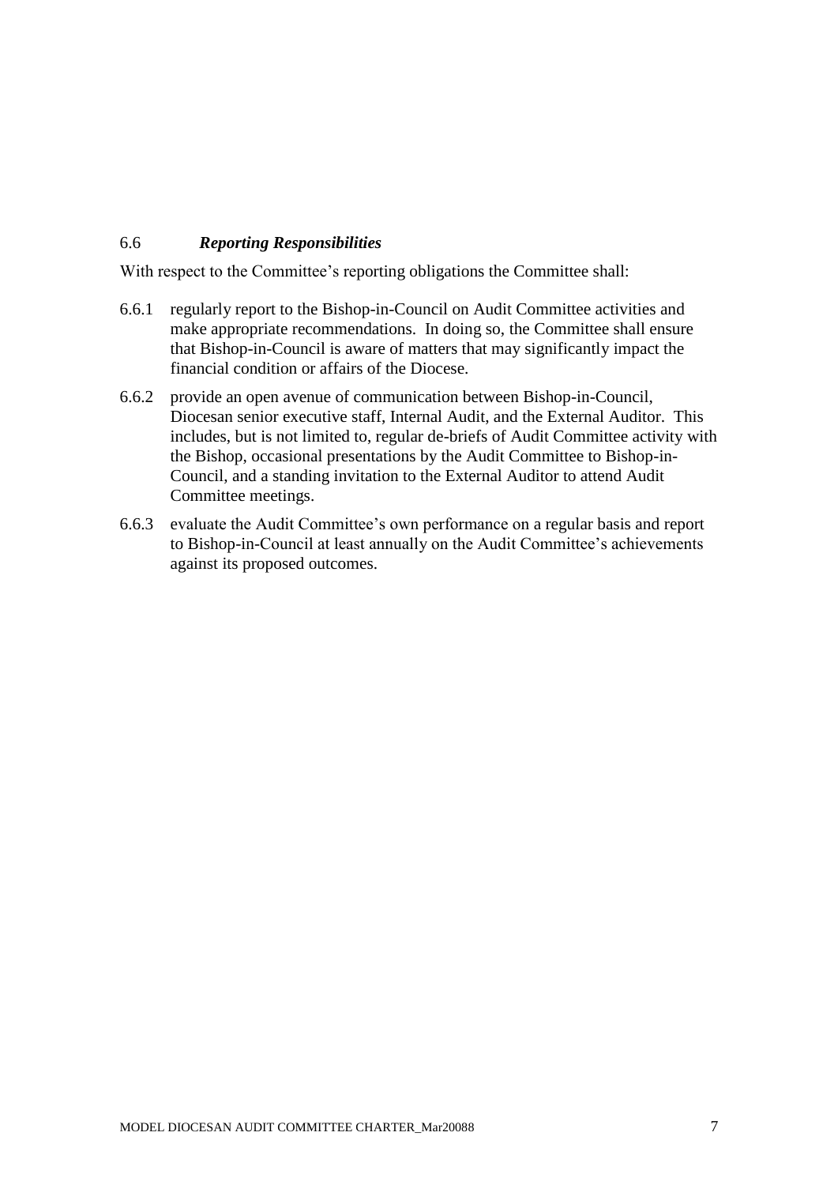6.6 ***Reporting Responsibilities***

With respect to the Committee's reporting obligations the Committee shall:

6.6.1 regularly report to the Bishop-in-Council on Audit Committee activities and make appropriate recommendations. In doing so, the Committee shall ensure that Bishop-in-Council is aware of matters that may significantly impact the financial condition or affairs of the Diocese.

6.6.2 provide an open avenue of communication between Bishop-in-Council, Diocesan senior executive staff, Internal Audit, and the External Auditor. This includes, but is not limited to, regular de-briefs of Audit Committee activity with the Bishop, occasional presentations by the Audit Committee to Bishop-in-Council, and a standing invitation to the External Auditor to attend Audit Committee meetings.

6.6.3 evaluate the Audit Committee's own performance on a regular basis and report to Bishop-in-Council at least annually on the Audit Committee's achievements against its proposed outcomes.